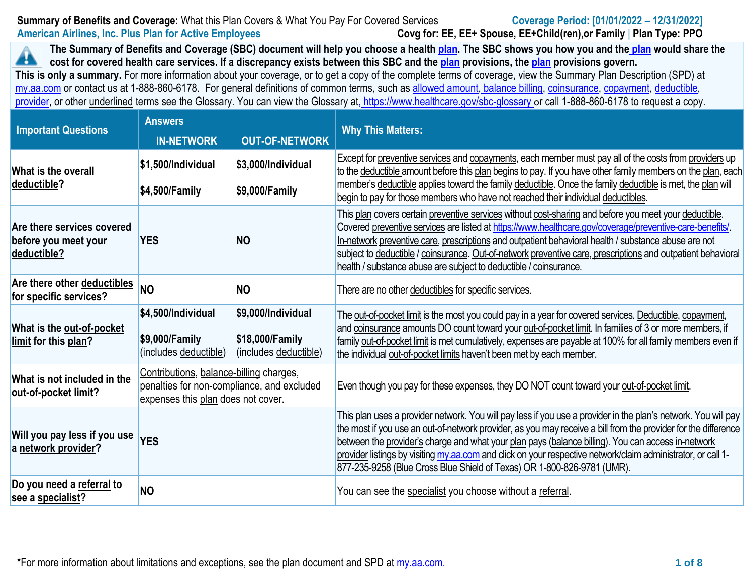**Summary of Benefits and Coverage:** What this Plan Covers & What You Pay For Covered Services

**American Airlines, Inc. Plus Plan for Active Employees**

**Coverage Period: [01/01/2022 – 12/31/2022]**

**Covg for: EE, EE+ Spouse, EE+Child(ren),or Family | Plan Type: PPO**

**The Summary of Benefits and Coverage (SBC) document will help you choose a health plan. The SBC shows you how you and the plan would share the cost for covered health care services. If a discrepancy exists between this SBC and the plan provisions, the plan provisions govern.**

**This is only a summary.** For more information about your coverage, or to get a copy of the complete terms of coverage, view the Summary Plan Description (SPD) at my.aa.com or contact us at 1-888-860-6178. For general definitions of common terms, such as allowed amount, balance billing, coinsurance, copayment, deductible, provider, or other underlined terms see the Glossary. You can view the Glossary at, https://www.healthcare.gov/sbc-glossary or call 1-888-860-6178 to request a copy.

| Important Questions | Answers | | Why This Matters: |
|---|---|---|---|
| | IN-NETWORK | OUT-OF-NETWORK | |
| What is the overall deductible? | **$1,500/Individual** **$4,500/Family** | **$3,000/Individual** **$9,000/Family** | Except for preventive services and copayments, each member must pay all of the costs from providers up to the deductible amount before this plan begins to pay. If you have other family members on the plan, each member's deductible applies toward the family deductible. Once the family deductible is met, the plan will begin to pay for those members who have not reached their individual deductibles. |
| Are there services covered before you meet your deductible? | YES | NO | This plan covers certain preventive services without cost-sharing and before you meet your deductible. Covered preventive services are listed at https://www.healthcare.gov/coverage/preventive-care-benefits/. In-network preventive care, prescriptions and outpatient behavioral health / substance abuse are not subject to deductible / coinsurance. Out-of-network preventive care, prescriptions and outpatient behavioral health / substance abuse are subject to deductible / coinsurance. |
| Are there other deductibles for specific services? | NO | NO | There are no other deductibles for specific services. |
| What is the out-of-pocket limit for this plan? | **$4,500/Individual** **$9,000/Family** (includes deductible) | **$9,000/Individual** **$18,000/Family** (includes deductible) | The out-of-pocket limit is the most you could pay in a year for covered services. Deductible, copayment, and coinsurance amounts DO count toward your out-of-pocket limit. In families of 3 or more members, if family out-of-pocket limit is met cumulatively, expenses are payable at 100% for all family members even if the individual out-of-pocket limits haven't been met by each member. |
| What is not included in the out-of-pocket limit? | Contributions, balance-billing charges, penalties for non-compliance, and excluded expenses this plan does not cover. | | Even though you pay for these expenses, they DO NOT count toward your out-of-pocket limit. |
| Will you pay less if you use a network provider? | YES | | This plan uses a provider network. You will pay less if you use a provider in the plan's network. You will pay the most if you use an out-of-network provider, as you may receive a bill from the provider for the difference between the provider's charge and what your plan pays (balance billing). You can access in-network provider listings by visiting my.aa.com and click on your respective network/claim administrator, or call 1-877-235-9258 (Blue Cross Blue Shield of Texas) OR 1-800-826-9781 (UMR). |
| Do you need a referral to see a specialist? | NO | | You can see the specialist you choose without a referral. |

*For more information about limitations and exceptions, see the plan document and SPD at my.aa.com.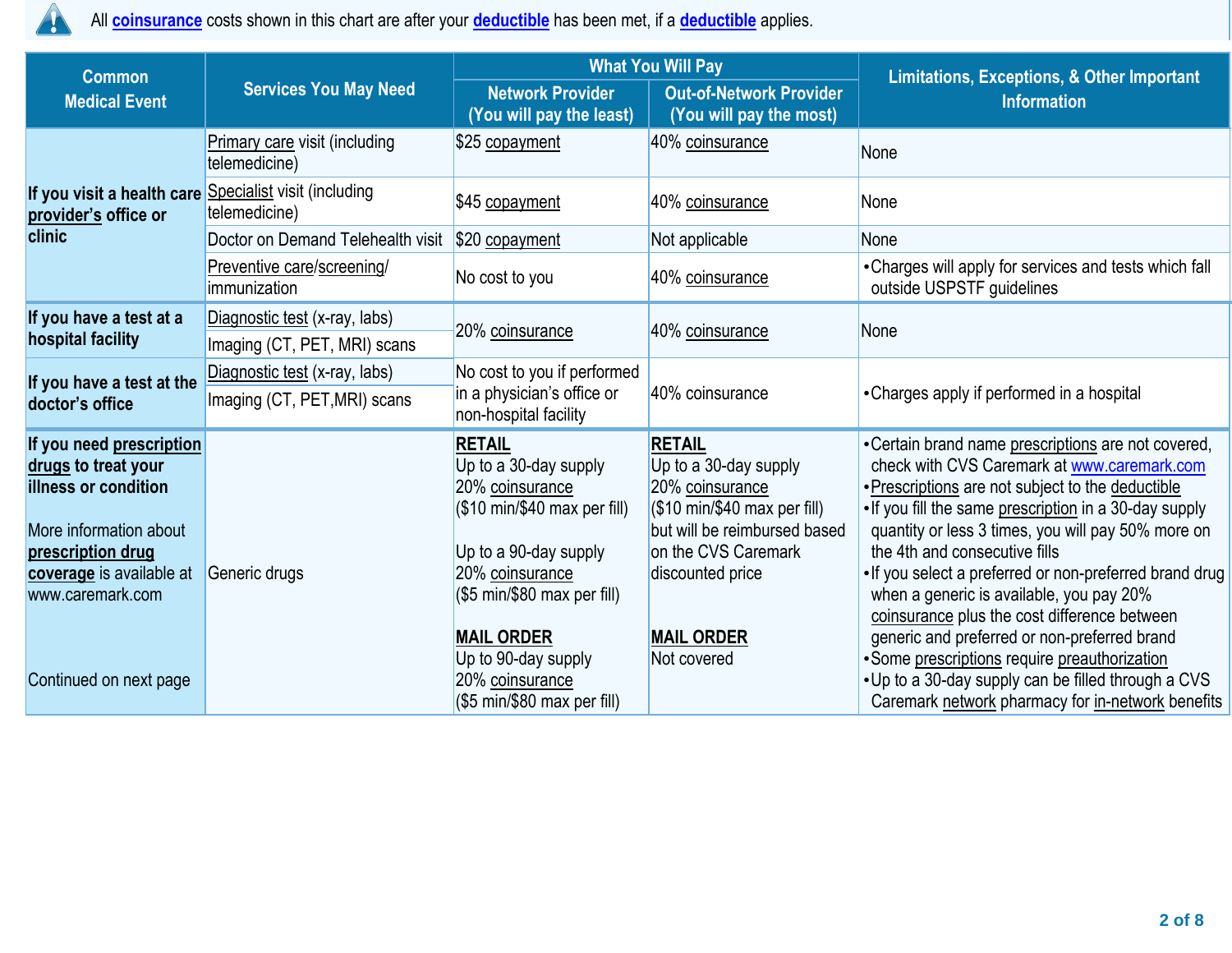All coinsurance costs shown in this chart are after your deductible has been met, if a deductible applies.

| Common Medical Event | Services You May Need | What You Will Pay | | Limitations, Exceptions, & Other Important Information |
|---|---|---|---|---|
| | | Network Provider (You will pay the least) | Out-of-Network Provider (You will pay the most) | |
| If you visit a health care provider's office or clinic | Primary care visit (including telemedicine) | $25 copayment | 40% coinsurance | None |
| | Specialist visit (including telemedicine) | $45 copayment | 40% coinsurance | None |
| | Doctor on Demand Telehealth visit | $20 copayment | Not applicable | None |
| | Preventive care/screening/ immunization | No cost to you | 40% coinsurance | •Charges will apply for services and tests which fall outside USPSTF guidelines |
| If you have a test at a hospital facility | Diagnostic test (x-ray, labs) | 20% coinsurance | 40% coinsurance | None |
| | Imaging (CT, PET, MRI) scans | | | |
| If you have a test at the doctor's office | Diagnostic test (x-ray, labs) | No cost to you if performed in a physician's office or non-hospital facility | 40% coinsurance | •Charges apply if performed in a hospital |
| | Imaging (CT, PET,MRI) scans | | | |
| If you need prescription drugs to treat your illness or condition<br><br>More information about prescription drug coverage is available at www.caremark.com<br><br>Continued on next page | Generic drugs | **RETAIL**<br>Up to a 30-day supply<br>20% coinsurance<br>($10 min/$40 max per fill)<br><br>Up to a 90-day supply<br>20% coinsurance<br>($5 min/$80 max per fill)<br><br>**MAIL ORDER**<br>Up to 90-day supply<br>20% coinsurance<br>($5 min/$80 max per fill) | **RETAIL**<br>Up to a 30-day supply<br>20% coinsurance<br>($10 min/$40 max per fill)<br>but will be reimbursed based on the CVS Caremark discounted price<br><br>**MAIL ORDER**<br>Not covered | •Certain brand name prescriptions are not covered, check with CVS Caremark at www.caremark.com<br>•Prescriptions are not subject to the deductible<br>•If you fill the same prescription in a 30-day supply quantity or less 3 times, you will pay 50% more on the 4th and consecutive fills<br>•If you select a preferred or non-preferred brand drug when a generic is available, you pay 20% coinsurance plus the cost difference between generic and preferred or non-preferred brand<br>•Some prescriptions require preauthorization<br>•Up to a 30-day supply can be filled through a CVS Caremark network pharmacy for in-network benefits |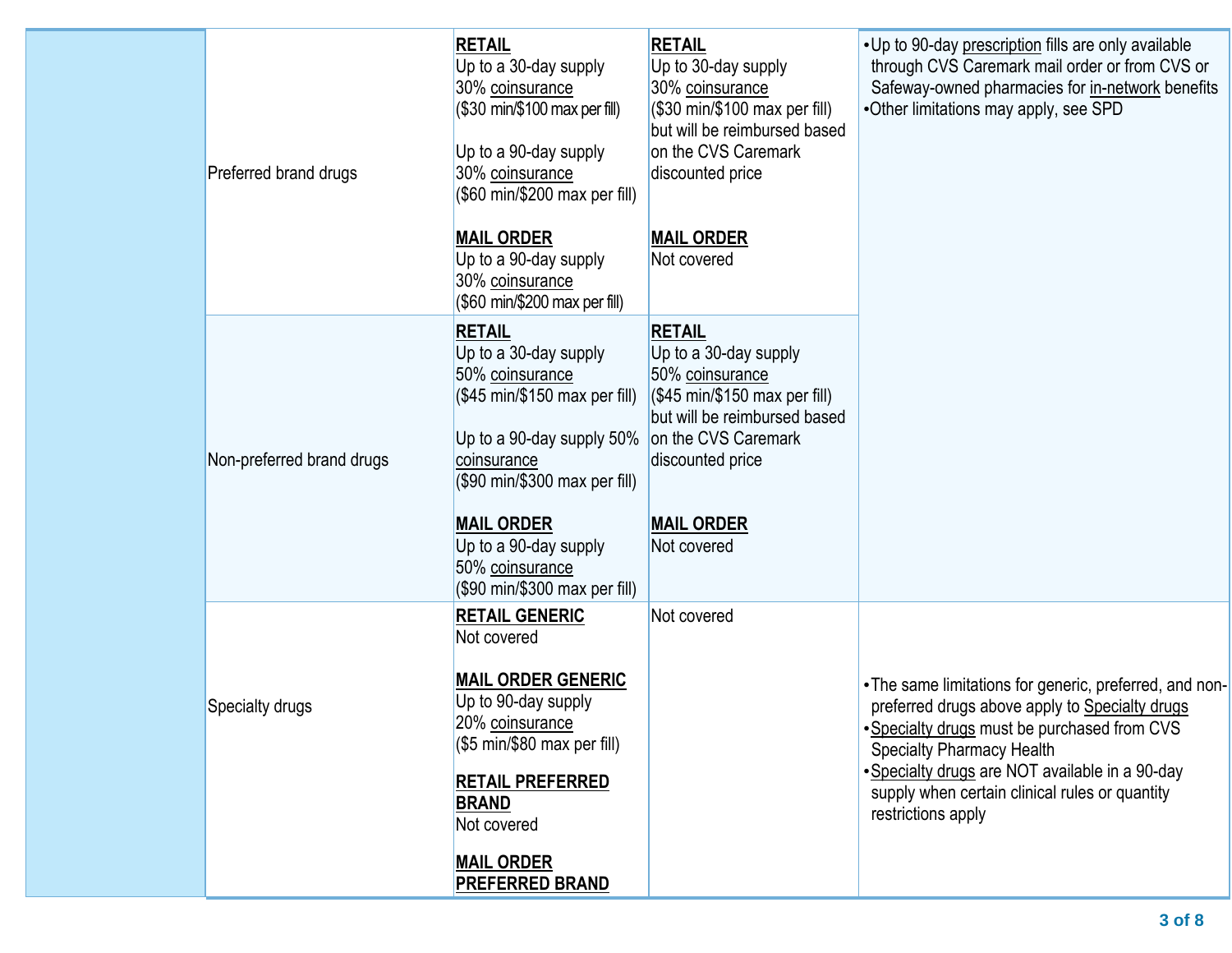| | | | | |
|---|---|---|---|---|
| | Preferred brand drugs | **RETAIL**<br>Up to a 30-day supply<br>30% coinsurance<br>($30 min/$100 max per fill)<br><br>Up to a 90-day supply<br>30% coinsurance<br>($60 min/$200 max per fill)<br><br>**MAIL ORDER**<br>Up to a 90-day supply<br>30% coinsurance<br>($60 min/$200 max per fill) | **RETAIL**<br>Up to 30-day supply<br>30% coinsurance<br>($30 min/$100 max per fill) but will be reimbursed based on the CVS Caremark discounted price<br><br>**MAIL ORDER**<br>Not covered | •Up to 90-day prescription fills are only available through CVS Caremark mail order or from CVS or Safeway-owned pharmacies for in-network benefits<br>•Other limitations may apply, see SPD |
| | Non-preferred brand drugs | **RETAIL**<br>Up to a 30-day supply<br>50% coinsurance<br>($45 min/$150 max per fill)<br><br>Up to a 90-day supply 50% coinsurance<br>($90 min/$300 max per fill)<br><br>**MAIL ORDER**<br>Up to a 90-day supply<br>50% coinsurance<br>($90 min/$300 max per fill) | **RETAIL**<br>Up to a 30-day supply<br>50% coinsurance<br>($45 min/$150 max per fill) but will be reimbursed based on the CVS Caremark discounted price<br><br>**MAIL ORDER**<br>Not covered | |
| | Specialty drugs | **RETAIL GENERIC**<br>Not covered<br><br>**MAIL ORDER GENERIC**<br>Up to 90-day supply<br>20% coinsurance<br>($5 min/$80 max per fill)<br><br>**RETAIL PREFERRED BRAND**<br>Not covered<br><br>**MAIL ORDER PREFERRED BRAND** | Not covered | •The same limitations for generic, preferred, and non-preferred drugs above apply to Specialty drugs<br>•Specialty drugs must be purchased from CVS Specialty Pharmacy Health<br>•Specialty drugs are NOT available in a 90-day supply when certain clinical rules or quantity restrictions apply |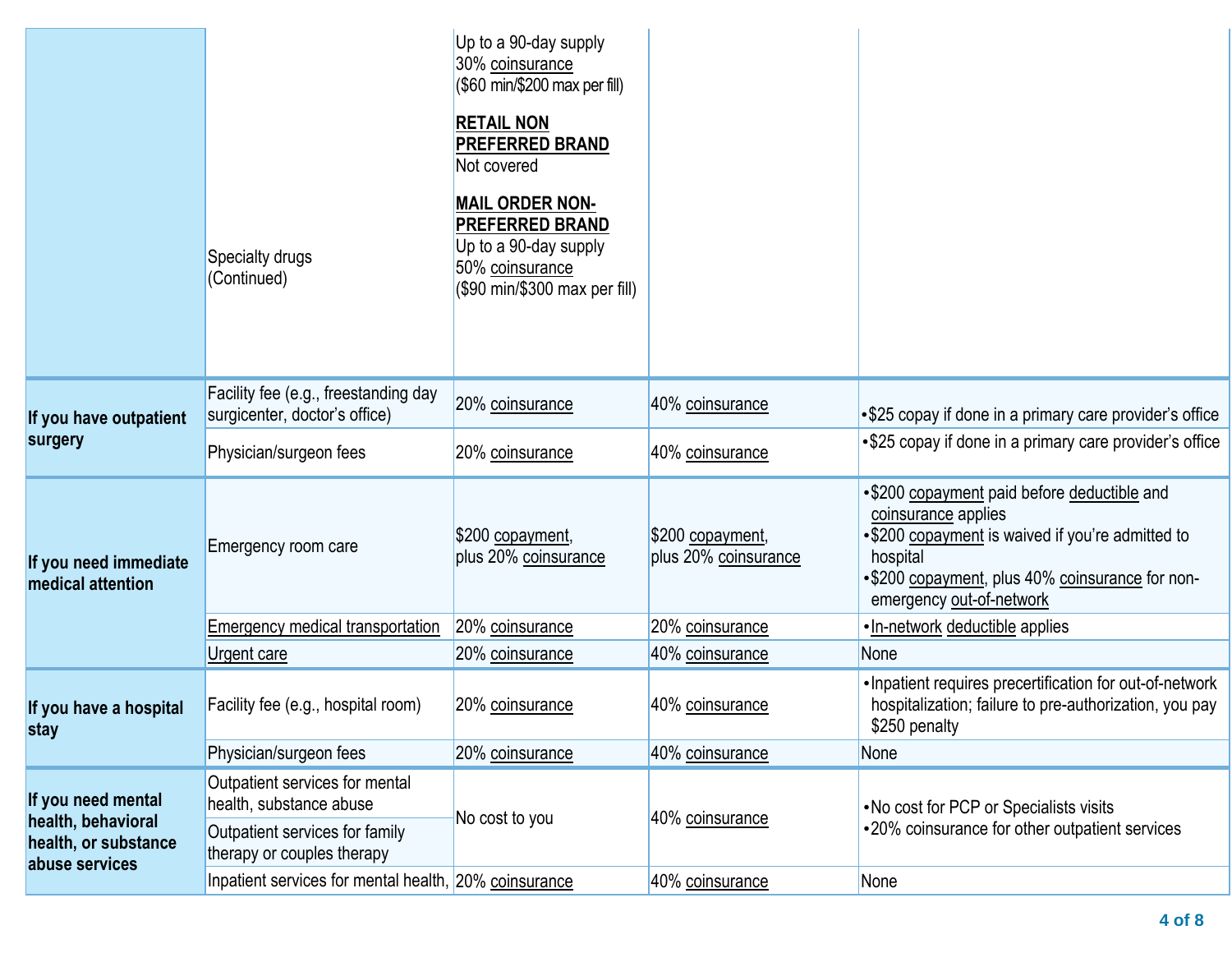| | | | | |
|---|---|---|---|---|
| | Specialty drugs (Continued) | Up to a 90-day supply<br>30% coinsurance<br>($60 min/$200 max per fill)<br><br>**RETAIL NON PREFERRED BRAND**<br>Not covered<br><br>**MAIL ORDER NON-PREFERRED BRAND**<br>Up to a 90-day supply<br>50% coinsurance<br>($90 min/$300 max per fill) | | |
| **If you have outpatient surgery** | Facility fee (e.g., freestanding day surgicenter, doctor's office) | 20% coinsurance | 40% coinsurance | •$25 copay if done in a primary care provider's office |
| | Physician/surgeon fees | 20% coinsurance | 40% coinsurance | •$25 copay if done in a primary care provider's office |
| **If you need immediate medical attention** | Emergency room care | $200 copayment, plus 20% coinsurance | $200 copayment, plus 20% coinsurance | •$200 copayment paid before deductible and coinsurance applies<br>•$200 copayment is waived if you're admitted to hospital<br>•$200 copayment, plus 40% coinsurance for non-emergency out-of-network |
| | Emergency medical transportation | 20% coinsurance | 20% coinsurance | •In-network deductible applies |
| | Urgent care | 20% coinsurance | 40% coinsurance | None |
| **If you have a hospital stay** | Facility fee (e.g., hospital room) | 20% coinsurance | 40% coinsurance | •Inpatient requires precertification for out-of-network hospitalization; failure to pre-authorization, you pay $250 penalty |
| | Physician/surgeon fees | 20% coinsurance | 40% coinsurance | None |
| **If you need mental health, behavioral health, or substance abuse services** | Outpatient services for mental health, substance abuse<br><br>Outpatient services for family therapy or couples therapy | No cost to you | 40% coinsurance | •No cost for PCP or Specialists visits<br>•20% coinsurance for other outpatient services |
| | Inpatient services for mental health, | 20% coinsurance | 40% coinsurance | None |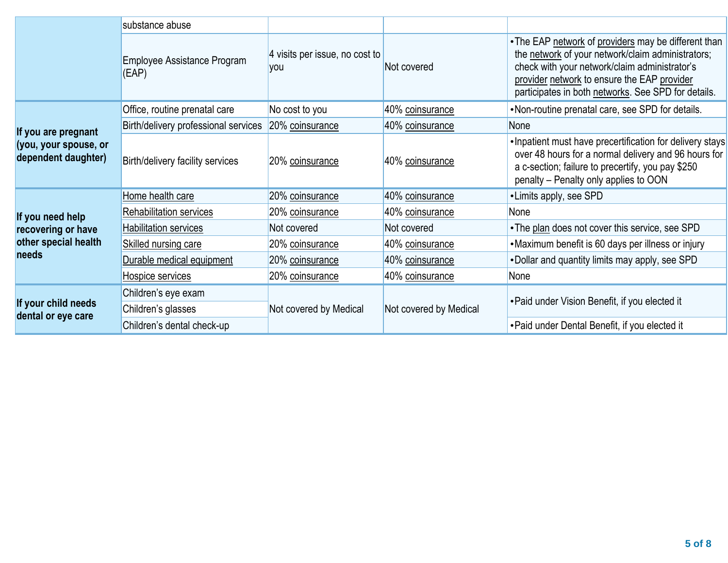| | | | | |
|---|---|---|---|---|
| | substance abuse | | | |
| | Employee Assistance Program (EAP) | 4 visits per issue, no cost to you | Not covered | • The EAP network of providers may be different than the network of your network/claim administrators; check with your network/claim administrator's provider network to ensure the EAP provider participates in both networks. See SPD for details. |
| **If you are pregnant (you, your spouse, or dependent daughter)** | Office, routine prenatal care | No cost to you | 40% coinsurance | • Non-routine prenatal care, see SPD for details. |
| | Birth/delivery professional services | 20% coinsurance | 40% coinsurance | None |
| | Birth/delivery facility services | 20% coinsurance | 40% coinsurance | • Inpatient must have precertification for delivery stays over 48 hours for a normal delivery and 96 hours for a c-section; failure to precertify, you pay $250 penalty – Penalty only applies to OON |
| **If you need help recovering or have other special health needs** | Home health care | 20% coinsurance | 40% coinsurance | • Limits apply, see SPD |
| | Rehabilitation services | 20% coinsurance | 40% coinsurance | None |
| | Habilitation services | Not covered | Not covered | • The plan does not cover this service, see SPD |
| | Skilled nursing care | 20% coinsurance | 40% coinsurance | • Maximum benefit is 60 days per illness or injury |
| | Durable medical equipment | 20% coinsurance | 40% coinsurance | • Dollar and quantity limits may apply, see SPD |
| | Hospice services | 20% coinsurance | 40% coinsurance | None |
| **If your child needs dental or eye care** | Children's eye exam | Not covered by Medical | Not covered by Medical | • Paid under Vision Benefit, if you elected it |
| | Children's glasses | | | |
| | Children's dental check-up | | | • Paid under Dental Benefit, if you elected it |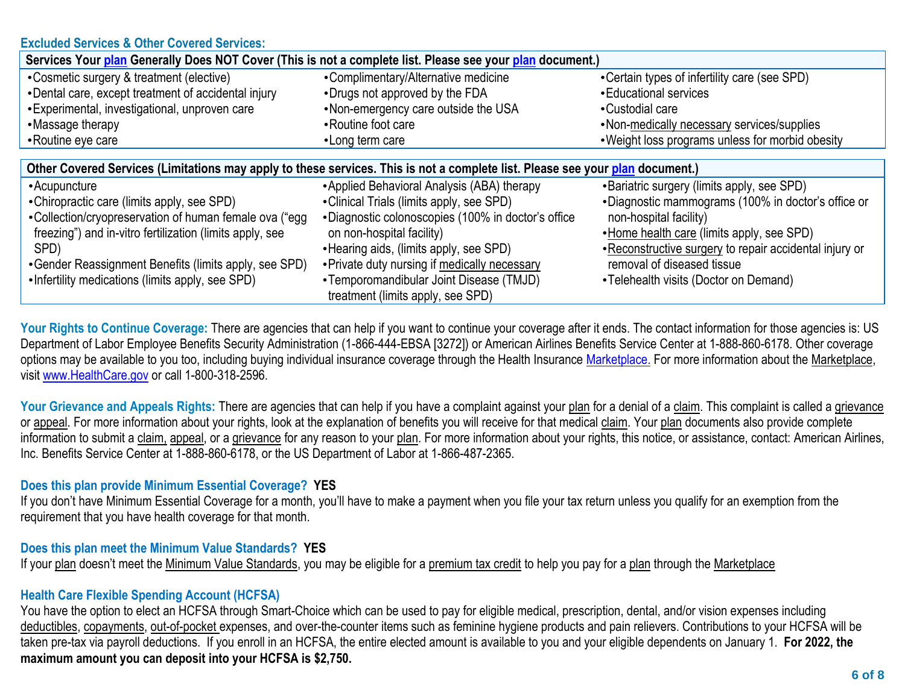## Excluded Services & Other Covered Services:

| Services Your plan Generally Does NOT Cover (This is not a complete list. Please see your plan document.) | | |
|---|---|---|
| • Cosmetic surgery & treatment (elective)<br>• Dental care, except treatment of accidental injury<br>• Experimental, investigational, unproven care<br>• Massage therapy<br>• Routine eye care | • Complimentary/Alternative medicine<br>• Drugs not approved by the FDA<br>• Non-emergency care outside the USA<br>• Routine foot care<br>• Long term care | • Certain types of infertility care (see SPD)<br>• Educational services<br>• Custodial care<br>• Non-medically necessary services/supplies<br>• Weight loss programs unless for morbid obesity |

| Other Covered Services (Limitations may apply to these services. This is not a complete list. Please see your plan document.) | | |
|---|---|---|
| • Acupuncture<br>• Chiropractic care (limits apply, see SPD)<br>• Collection/cryopreservation of human female ova ("egg freezing") and in-vitro fertilization (limits apply, see SPD)<br>• Gender Reassignment Benefits (limits apply, see SPD)<br>• Infertility medications (limits apply, see SPD) | • Applied Behavioral Analysis (ABA) therapy<br>• Clinical Trials (limits apply, see SPD)<br>• Diagnostic colonoscopies (100% in doctor's office on non-hospital facility)<br>• Hearing aids, (limits apply, see SPD)<br>• Private duty nursing if medically necessary<br>• Temporomandibular Joint Disease (TMJD) treatment (limits apply, see SPD) | • Bariatric surgery (limits apply, see SPD)<br>• Diagnostic mammograms (100% in doctor's office or non-hospital facility)<br>• Home health care (limits apply, see SPD)<br>• Reconstructive surgery to repair accidental injury or removal of diseased tissue<br>• Telehealth visits (Doctor on Demand) |

**Your Rights to Continue Coverage:** There are agencies that can help if you want to continue your coverage after it ends. The contact information for those agencies is: US Department of Labor Employee Benefits Security Administration (1-866-444-EBSA [3272]) or American Airlines Benefits Service Center at 1-888-860-6178. Other coverage options may be available to you too, including buying individual insurance coverage through the Health Insurance Marketplace. For more information about the Marketplace, visit www.HealthCare.gov or call 1-800-318-2596.

**Your Grievance and Appeals Rights:** There are agencies that can help if you have a complaint against your plan for a denial of a claim. This complaint is called a grievance or appeal. For more information about your rights, look at the explanation of benefits you will receive for that medical claim. Your plan documents also provide complete information to submit a claim, appeal, or a grievance for any reason to your plan. For more information about your rights, this notice, or assistance, contact: American Airlines, Inc. Benefits Service Center at 1-888-860-6178, or the US Department of Labor at 1-866-487-2365.

**Does this plan provide Minimum Essential Coverage? YES**

If you don't have Minimum Essential Coverage for a month, you'll have to make a payment when you file your tax return unless you qualify for an exemption from the requirement that you have health coverage for that month.

**Does this plan meet the Minimum Value Standards? YES**

If your plan doesn't meet the Minimum Value Standards, you may be eligible for a premium tax credit to help you pay for a plan through the Marketplace

**Health Care Flexible Spending Account (HCFSA)**

You have the option to elect an HCFSA through Smart-Choice which can be used to pay for eligible medical, prescription, dental, and/or vision expenses including deductibles, copayments, out-of-pocket expenses, and over-the-counter items such as feminine hygiene products and pain relievers. Contributions to your HCFSA will be taken pre-tax via payroll deductions. If you enroll in an HCFSA, the entire elected amount is available to you and your eligible dependents on January 1. **For 2022, the maximum amount you can deposit into your HCFSA is $2,750.**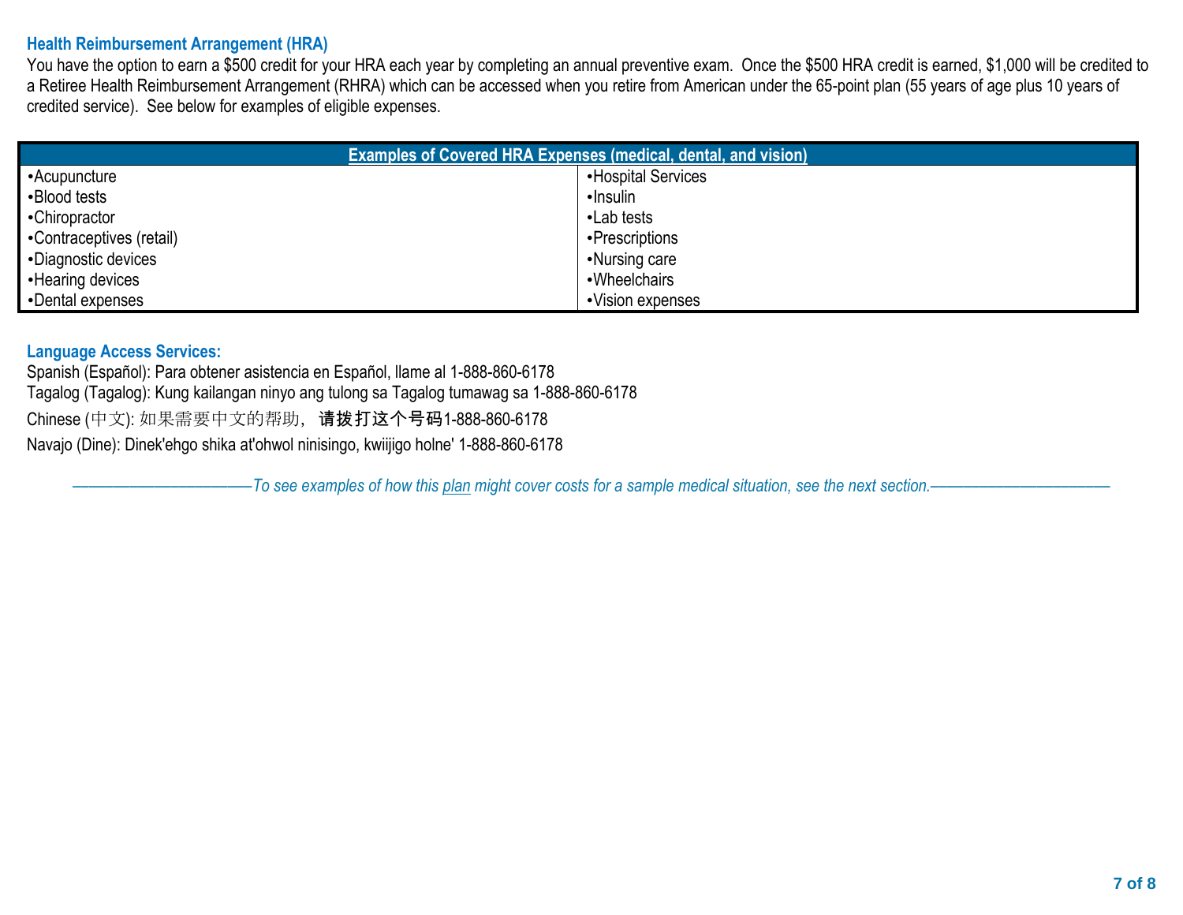### Health Reimbursement Arrangement (HRA)

You have the option to earn a $500 credit for your HRA each year by completing an annual preventive exam. Once the $500 HRA credit is earned, $1,000 will be credited to a Retiree Health Reimbursement Arrangement (RHRA) which can be accessed when you retire from American under the 65-point plan (55 years of age plus 10 years of credited service). See below for examples of eligible expenses.

| Examples of Covered HRA Expenses (medical, dental, and vision) | |
|---|---|
| •Acupuncture | •Hospital Services |
| •Blood tests | •Insulin |
| •Chiropractor | •Lab tests |
| •Contraceptives (retail) | •Prescriptions |
| •Diagnostic devices | •Nursing care |
| •Hearing devices | •Wheelchairs |
| •Dental expenses | •Vision expenses |

### Language Access Services:

Spanish (Español): Para obtener asistencia en Español, llame al 1-888-860-6178
Tagalog (Tagalog): Kung kailangan ninyo ang tulong sa Tagalog tumawag sa 1-888-860-6178
Chinese (中文): 如果需要中文的帮助，请拨打这个号码1-888-860-6178
Navajo (Dine): Dinek'ehgo shika at'ohwol ninisingo, kwiijigo holne' 1-888-860-6178

*——————————To see examples of how this plan might cover costs for a sample medical situation, see the next section.——————————*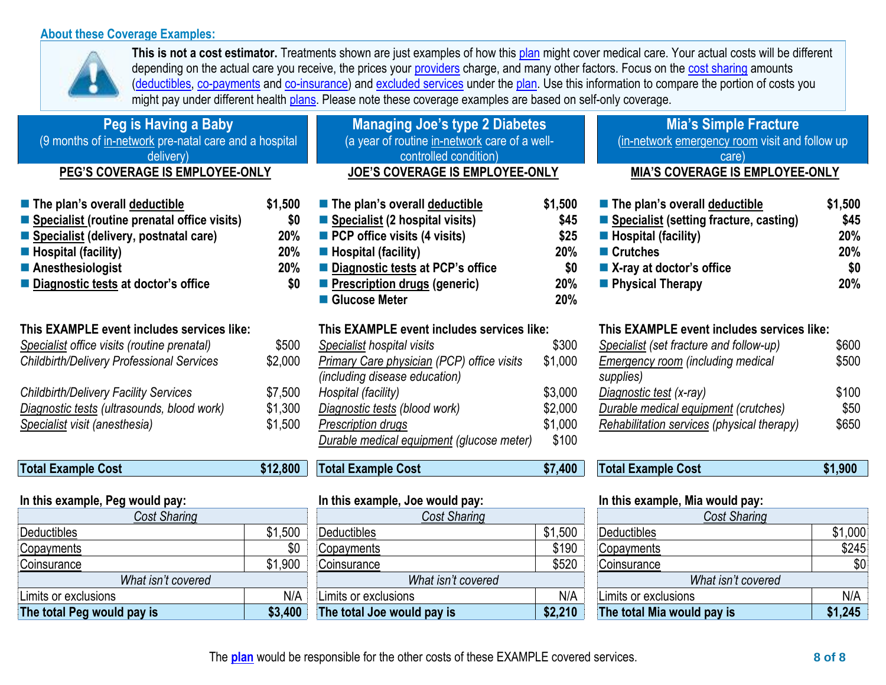### About these Coverage Examples:

**This is not a cost estimator.** Treatments shown are just examples of how this plan might cover medical care. Your actual costs will be different depending on the actual care you receive, the prices your providers charge, and many other factors. Focus on the cost sharing amounts (deductibles, co-payments and co-insurance) and excluded services under the plan. Use this information to compare the portion of costs you might pay under different health plans. Please note these coverage examples are based on self-only coverage.

## Peg is Having a Baby

(9 months of in-network pre-natal care and a hospital delivery)

**PEG'S COVERAGE IS EMPLOYEE-ONLY**

| | |
|---|---|
| ■ **The plan's overall deductible** | **$1,500** |
| ■ **Specialist (routine prenatal office visits)** | **$0** |
| ■ **Specialist (delivery, postnatal care)** | **20%** |
| ■ **Hospital (facility)** | **20%** |
| ■ **Anesthesiologist** | **20%** |
| ■ **Diagnostic tests at doctor's office** | **$0** |

**This EXAMPLE event includes services like:**

| | |
|---|---|
| *Specialist office visits (routine prenatal)* | $500 |
| *Childbirth/Delivery Professional Services* | $2,000 |
| *Childbirth/Delivery Facility Services* | $7,500 |
| *Diagnostic tests (ultrasounds, blood work)* | $1,300 |
| *Specialist visit (anesthesia)* | $1,500 |
| **Total Example Cost** | **$12,800** |

**In this example, Peg would pay:**

| *Cost Sharing* | |
|---|---|
| Deductibles | $1,500 |
| Copayments | $0 |
| Coinsurance | $1,900 |
| *What isn't covered* | |
| Limits or exclusions | N/A |
| **The total Peg would pay is** | **$3,400** |

## Managing Joe's type 2 Diabetes

(a year of routine in-network care of a well-controlled condition)

**JOE'S COVERAGE IS EMPLOYEE-ONLY**

| | |
|---|---|
| ■ **The plan's overall deductible** | **$1,500** |
| ■ **Specialist (2 hospital visits)** | **$45** |
| ■ **PCP office visits (4 visits)** | **$25** |
| ■ **Hospital (facility)** | **20%** |
| ■ **Diagnostic tests at PCP's office** | **$0** |
| ■ **Prescription drugs (generic)** | **20%** |
| ■ **Glucose Meter** | **20%** |

**This EXAMPLE event includes services like:**

| | |
|---|---|
| *Specialist hospital visits* | $300 |
| *Primary Care physician (PCP) office visits (including disease education)* | $1,000 |
| *Hospital (facility)* | $3,000 |
| *Diagnostic tests (blood work)* | $2,000 |
| *Prescription drugs* | $1,000 |
| *Durable medical equipment (glucose meter)* | $100 |
| **Total Example Cost** | **$7,400** |

**In this example, Joe would pay:**

| *Cost Sharing* | |
|---|---|
| Deductibles | $1,500 |
| Copayments | $190 |
| Coinsurance | $520 |
| *What isn't covered* | |
| Limits or exclusions | N/A |
| **The total Joe would pay is** | **$2,210** |

## Mia's Simple Fracture

(in-network emergency room visit and follow up care)

**MIA'S COVERAGE IS EMPLOYEE-ONLY**

| | |
|---|---|
| ■ **The plan's overall deductible** | **$1,500** |
| ■ **Specialist (setting fracture, casting)** | **$45** |
| ■ **Hospital (facility)** | **20%** |
| ■ **Crutches** | **20%** |
| ■ **X-ray at doctor's office** | **$0** |
| ■ **Physical Therapy** | **20%** |

**This EXAMPLE event includes services like:**

| | |
|---|---|
| *Specialist (set fracture and follow-up)* | $600 |
| *Emergency room (including medical supplies)* | $500 |
| *Diagnostic test (x-ray)* | $100 |
| *Durable medical equipment (crutches)* | $50 |
| *Rehabilitation services (physical therapy)* | $650 |
| **Total Example Cost** | **$1,900** |

**In this example, Mia would pay:**

| *Cost Sharing* | |
|---|---|
| Deductibles | $1,000 |
| Copayments | $245 |
| Coinsurance | $0 |
| *What isn't covered* | |
| Limits or exclusions | N/A |
| **The total Mia would pay is** | **$1,245** |

The **plan** would be responsible for the other costs of these EXAMPLE covered services.